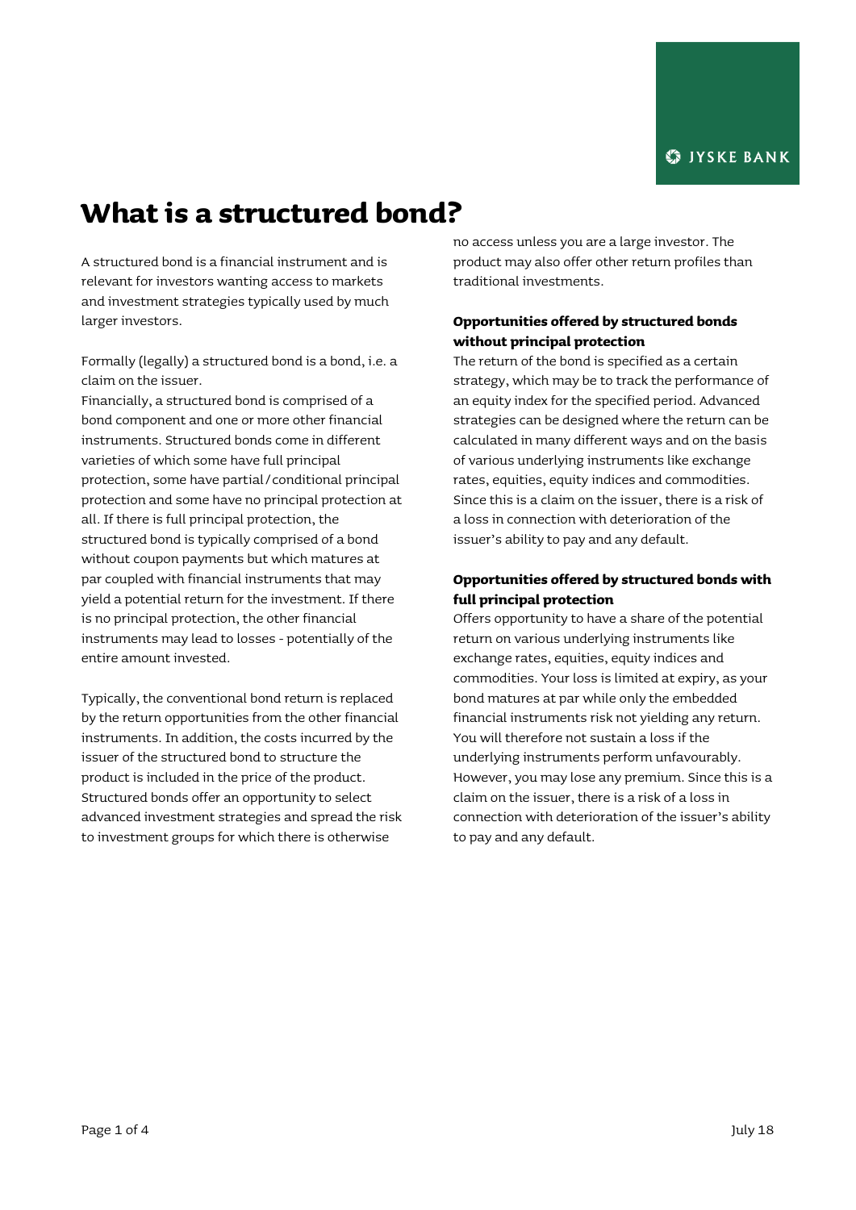# What is a structured bond?

A structured bond is a financial instrument and is relevant for investors wanting access to markets and investment strategies typically used by much larger investors.

Formally (legally) a structured bond is a bond, i.e. a claim on the issuer.

Financially, a structured bond is comprised of a bond component and one or more other financial instruments. Structured bonds come in different varieties of which some have full principal protection, some have partial/conditional principal protection and some have no principal protection at all. If there is full principal protection, the structured bond is typically comprised of a bond without coupon payments but which matures at par coupled with financial instruments that may yield a potential return for the investment. If there is no principal protection, the other financial instruments may lead to losses - potentially of the entire amount invested.

Typically, the conventional bond return is replaced by the return opportunities from the other financial instruments. In addition, the costs incurred by the issuer of the structured bond to structure the product is included in the price of the product. Structured bonds offer an opportunity to select advanced investment strategies and spread the risk to investment groups for which there is otherwise no access unless you are a large investor. The product may also offer other return profiles than traditional investments.

**Opportunities offered by structured bonds without principal protection**

The return of the bond is specified as a certain strategy, which may be to track the performance of an equity index for the specified period. Advanced strategies can be designed where the return can be calculated in many different ways and on the basis of various underlying instruments like exchange rates, equities, equity indices and commodities. Since this is a claim on the issuer, there is a risk of a loss in connection with deterioration of the issuer's ability to pay and any default.

**Opportunities offered by structured bonds with full principal protection**

Offers opportunity to have a share of the potential return on various underlying instruments like exchange rates, equities, equity indices and commodities. Your loss is limited at expiry, as your bond matures at par while only the embedded financial instruments risk not yielding any return. You will therefore not sustain a loss if the underlying instruments perform unfavourably. However, you may lose any premium. Since this is a claim on the issuer, there is a risk of a loss in connection with deterioration of the issuer's ability to pay and any default.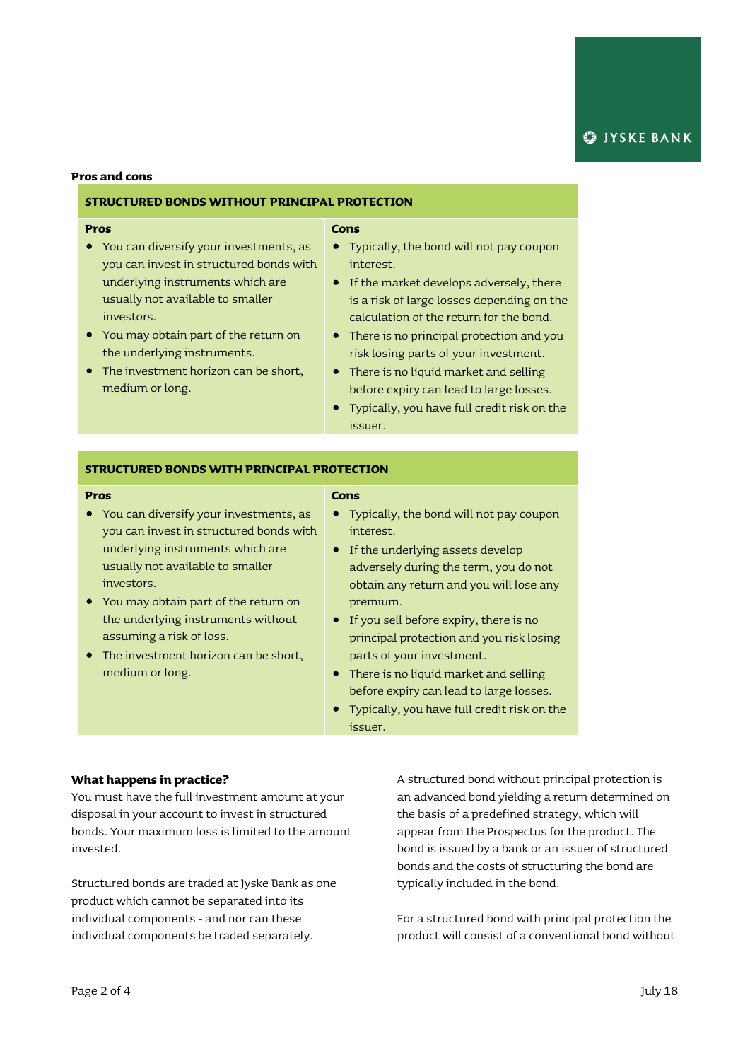## Pros and cons

| STRUCTURED BONDS WITHOUT PRINCIPAL PROTECTION | |
|---|---|
| **Pros** | **Cons** |
| • You can diversify your investments, as you can invest in structured bonds with underlying instruments which are usually not available to smaller investors.<br>• You may obtain part of the return on the underlying instruments.<br>• The investment horizon can be short, medium or long. | • Typically, the bond will not pay coupon interest.<br>• If the market develops adversely, there is a risk of large losses depending on the calculation of the return for the bond.<br>• There is no principal protection and you risk losing parts of your investment.<br>• There is no liquid market and selling before expiry can lead to large losses.<br>• Typically, you have full credit risk on the issuer. |

| STRUCTURED BONDS WITH PRINCIPAL PROTECTION | |
|---|---|
| **Pros** | **Cons** |
| • You can diversify your investments, as you can invest in structured bonds with underlying instruments which are usually not available to smaller investors.<br>• You may obtain part of the return on the underlying instruments without assuming a risk of loss.<br>• The investment horizon can be short, medium or long. | • Typically, the bond will not pay coupon interest.<br>• If the underlying assets develop adversely during the term, you do not obtain any return and you will lose any premium.<br>• If you sell before expiry, there is no principal protection and you risk losing parts of your investment.<br>• There is no liquid market and selling before expiry can lead to large losses.<br>• Typically, you have full credit risk on the issuer. |

### What happens in practice?

You must have the full investment amount at your disposal in your account to invest in structured bonds. Your maximum loss is limited to the amount invested.

Structured bonds are traded at Jyske Bank as one product which cannot be separated into its individual components - and nor can these individual components be traded separately.

A structured bond without principal protection is an advanced bond yielding a return determined on the basis of a predefined strategy, which will appear from the Prospectus for the product. The bond is issued by a bank or an issuer of structured bonds and the costs of structuring the bond are typically included in the bond.

For a structured bond with principal protection the product will consist of a conventional bond without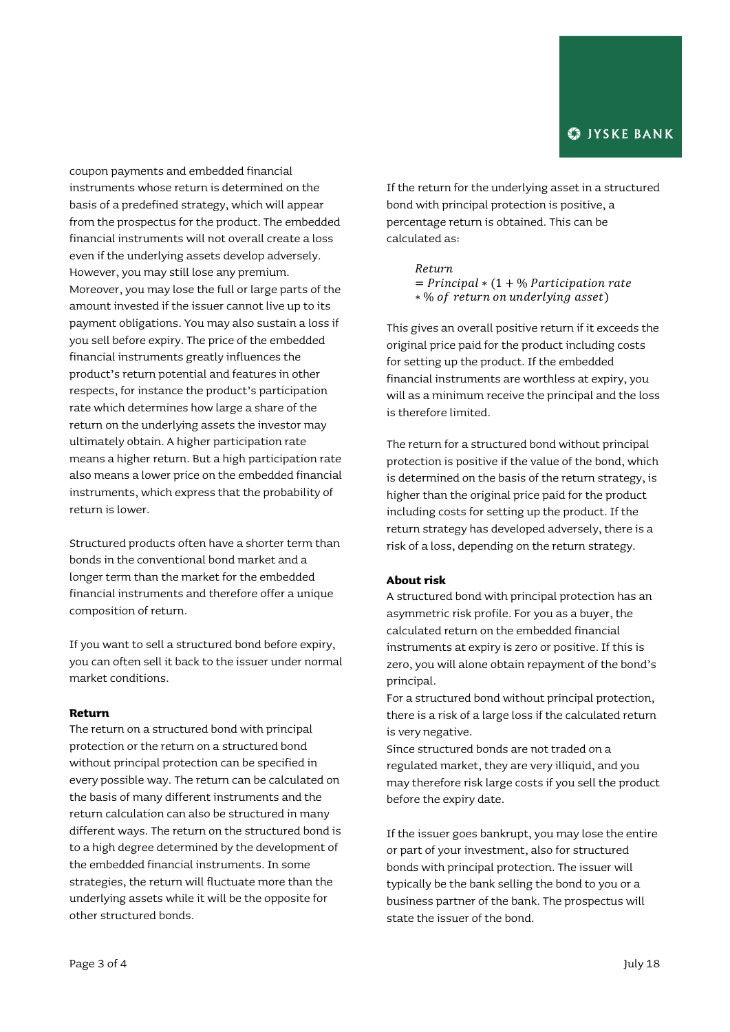coupon payments and embedded financial instruments whose return is determined on the basis of a predefined strategy, which will appear from the prospectus for the product. The embedded financial instruments will not overall create a loss even if the underlying assets develop adversely. However, you may still lose any premium. Moreover, you may lose the full or large parts of the amount invested if the issuer cannot live up to its payment obligations. You may also sustain a loss if you sell before expiry. The price of the embedded financial instruments greatly influences the product's return potential and features in other respects, for instance the product's participation rate which determines how large a share of the return on the underlying assets the investor may ultimately obtain. A higher participation rate means a higher return. But a high participation rate also means a lower price on the embedded financial instruments, which express that the probability of return is lower.

Structured products often have a shorter term than bonds in the conventional bond market and a longer term than the market for the embedded financial instruments and therefore offer a unique composition of return.

If you want to sell a structured bond before expiry, you can often sell it back to the issuer under normal market conditions.

**Return**

The return on a structured bond with principal protection or the return on a structured bond without principal protection can be specified in every possible way. The return can be calculated on the basis of many different instruments and the return calculation can also be structured in many different ways. The return on the structured bond is to a high degree determined by the development of the embedded financial instruments. In some strategies, the return will fluctuate more than the underlying assets while it will be the opposite for other structured bonds.

If the return for the underlying asset in a structured bond with principal protection is positive, a percentage return is obtained. This can be calculated as:

$$Return = Principal * (1 + \%\ Participation\ rate * \%\ of\ \ return\ on\ underlying\ asset)$$

This gives an overall positive return if it exceeds the original price paid for the product including costs for setting up the product. If the embedded financial instruments are worthless at expiry, you will as a minimum receive the principal and the loss is therefore limited.

The return for a structured bond without principal protection is positive if the value of the bond, which is determined on the basis of the return strategy, is higher than the original price paid for the product including costs for setting up the product. If the return strategy has developed adversely, there is a risk of a loss, depending on the return strategy.

**About risk**

A structured bond with principal protection has an asymmetric risk profile. For you as a buyer, the calculated return on the embedded financial instruments at expiry is zero or positive. If this is zero, you will alone obtain repayment of the bond's principal.

For a structured bond without principal protection, there is a risk of a large loss if the calculated return is very negative.

Since structured bonds are not traded on a regulated market, they are very illiquid, and you may therefore risk large costs if you sell the product before the expiry date.

If the issuer goes bankrupt, you may lose the entire or part of your investment, also for structured bonds with principal protection. The issuer will typically be the bank selling the bond to you or a business partner of the bank. The prospectus will state the issuer of the bond.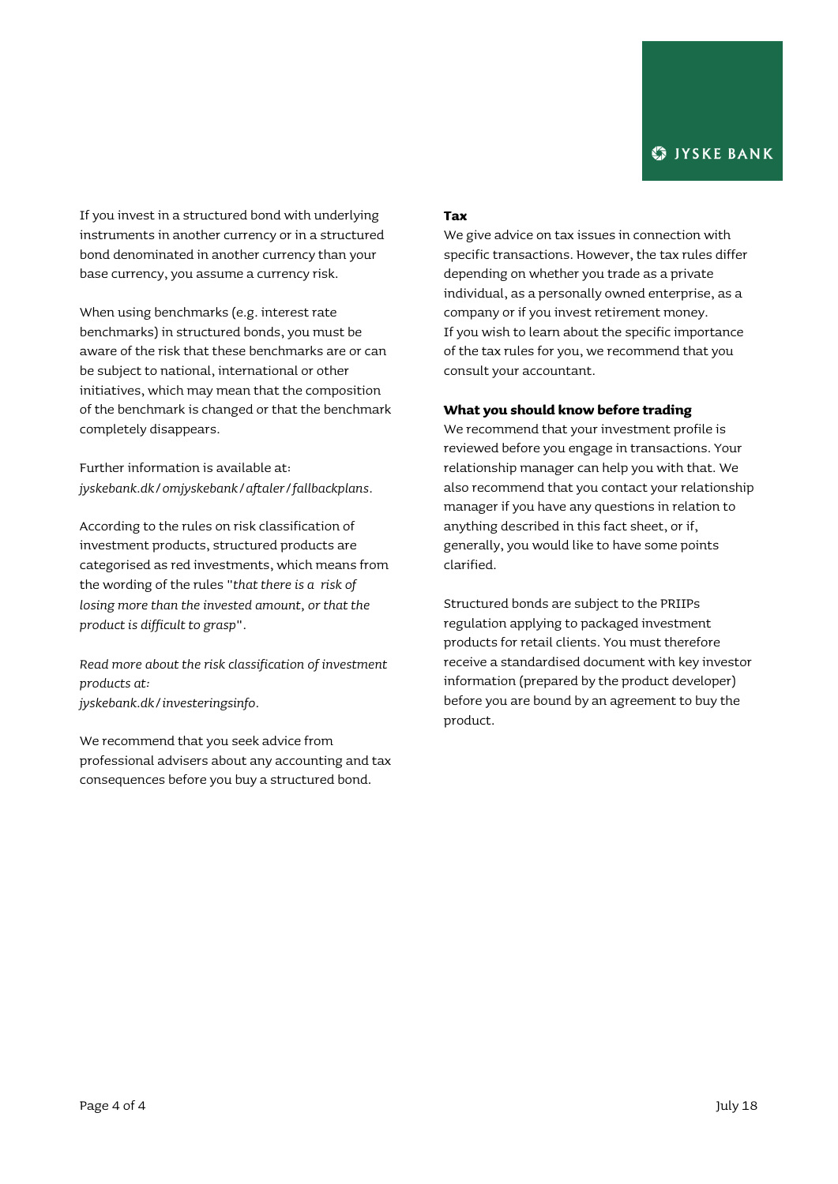If you invest in a structured bond with underlying instruments in another currency or in a structured bond denominated in another currency than your base currency, you assume a currency risk.

When using benchmarks (e.g. interest rate benchmarks) in structured bonds, you must be aware of the risk that these benchmarks are or can be subject to national, international or other initiatives, which may mean that the composition of the benchmark is changed or that the benchmark completely disappears.

Further information is available at:
*jyskebank.dk/omjyskebank/aftaler/fallbackplans*.

According to the rules on risk classification of investment products, structured products are categorised as red investments, which means from the wording of the rules "*that there is a risk of losing more than the invested amount, or that the product is difficult to grasp*".

*Read more about the risk classification of investment products at:*
*jyskebank.dk/investeringsinfo*.

We recommend that you seek advice from professional advisers about any accounting and tax consequences before you buy a structured bond.

**Tax**

We give advice on tax issues in connection with specific transactions. However, the tax rules differ depending on whether you trade as a private individual, as a personally owned enterprise, as a company or if you invest retirement money.
If you wish to learn about the specific importance of the tax rules for you, we recommend that you consult your accountant.

**What you should know before trading**

We recommend that your investment profile is reviewed before you engage in transactions. Your relationship manager can help you with that. We also recommend that you contact your relationship manager if you have any questions in relation to anything described in this fact sheet, or if, generally, you would like to have some points clarified.

Structured bonds are subject to the PRIIPs regulation applying to packaged investment products for retail clients. You must therefore receive a standardised document with key investor information (prepared by the product developer) before you are bound by an agreement to buy the product.